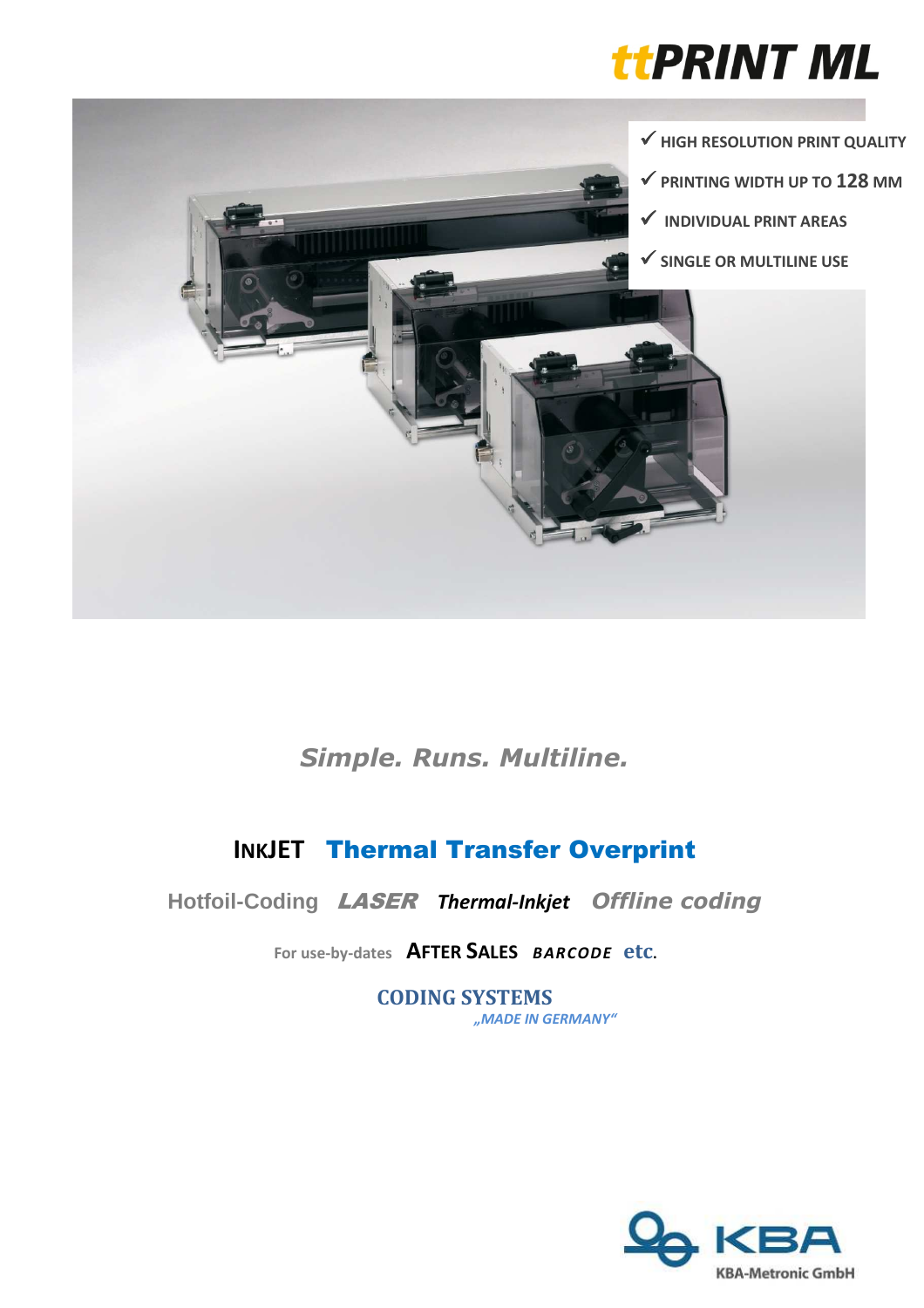# ttPRINT ML

- ✓ HIGH RESOLUTION PRINT QUALITY
- ✓ PRINTING WIDTH UP TO 128 MM
- ✓ INDIVIDUAL PRINT AREAS
- ✓ SINGLE OR MULTILINE USE

*Simple. Runs. Multiline.*

**INKJET** **Thermal Transfer Overprint**

Hotfoil-Coding *LASER* *Thermal-Inkjet* *Offline coding*

For use-by-dates **AFTER SALES** ***BARCODE*** **etc.**

**CODING SYSTEMS**
*„MADE IN GERMANY“*

KBA
KBA-Metronic GmbH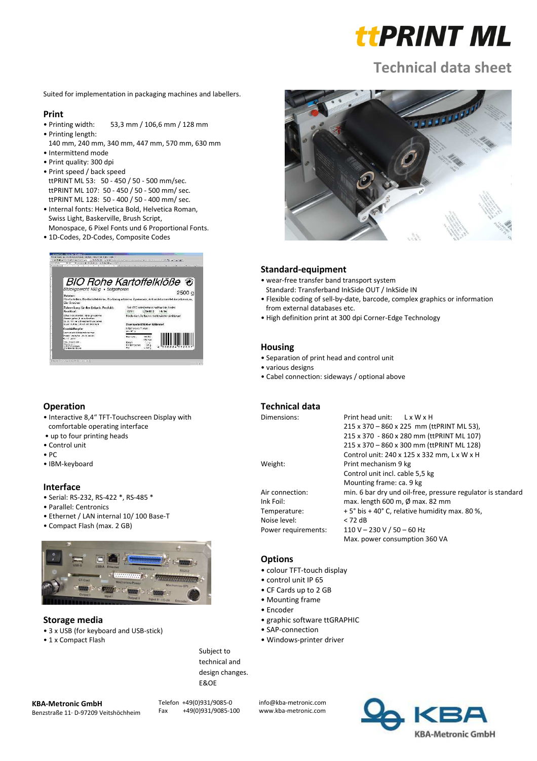# ttPRINT ML

## Technical data sheet

Suited for implementation in packaging machines and labellers.

## Print

- Printing width: 53,3 mm / 106,6 mm / 128 mm
- Printing length:
  140 mm, 240 mm, 340 mm, 447 mm, 570 mm, 630 mm
- Intermittend mode
- Print quality: 300 dpi
- Print speed / back speed
  ttPRINT ML 53: 50 - 450 / 50 - 500 mm/sec.
  ttPRINT ML 107: 50 - 450 / 50 - 500 mm/ sec.
  ttPRINT ML 128: 50 - 400 / 50 - 400 mm/ sec.
- Internal fonts: Helvetica Bold, Helvetica Roman, Swiss Light, Baskerville, Brush Script, Monospace, 6 Pixel Fonts und 6 Proportional Fonts.
- 1D-Codes, 2D-Codes, Composite Codes

## Standard-equipment

- wear-free transfer band transport system
  Standard: Transferband InkSide OUT / InkSide IN
- Flexible coding of sell-by-date, barcode, complex graphics or information from external databases etc.
- High definition print at 300 dpi Corner-Edge Technology

## Housing

- Separation of print head and control unit
- various designs
- Cabel connection: sideways / optional above

## Operation

- Interactive 8,4" TFT-Touchscreen Display with comfortable operating interface
- up to four printing heads
- Control unit
- PC
- IBM-keyboard

## Interface

- Serial: RS-232, RS-422 *, RS-485 *
- Parallel: Centronics
- Ethernet / LAN internal 10/ 100 Base-T
- Compact Flash (max. 2 GB)

## Storage media

- 3 x USB (for keyboard and USB-stick)
- 1 x Compact Flash

## Technical data

| | |
|---|---|
| Dimensions: | Print head unit: L x W x H<br>215 x 370 – 860 x 225 mm (ttPRINT ML 53),<br>215 x 370 - 860 x 280 mm (ttPRINT ML 107)<br>215 x 370 – 860 x 300 mm (ttPRINT ML 128)<br>Control unit: 240 x 125 x 332 mm, L x W x H |
| Weight: | Print mechanism 9 kg<br>Control unit incl. cable 5,5 kg<br>Mounting frame: ca. 9 kg |
| Air connection: | min. 6 bar dry und oil-free, pressure regulator is standard |
| Ink Foil: | max. length 600 m, Ø max. 82 mm |
| Temperature: | + 5° bis + 40° C, relative humidity max. 80 %, |
| Noise level: | < 72 dB |
| Power requirements: | 110 V – 230 V / 50 – 60 Hz<br>Max. power consumption 360 VA |

## Options

- colour TFT-touch display
- control unit IP 65
- CF Cards up to 2 GB
- Mounting frame
- Encoder
- graphic software ttGRAPHIC
- SAP-connection
- Windows-printer driver

Subject to technical and design changes. E&OE

**KBA-Metronic GmbH**
Benzstraße 11· D-97209 Veitshöchheim

Telefon +49(0)931/9085-0
Fax +49(0)931/9085-100

info@kba-metronic.com
www.kba-metronic.com

KBA-Metronic GmbH